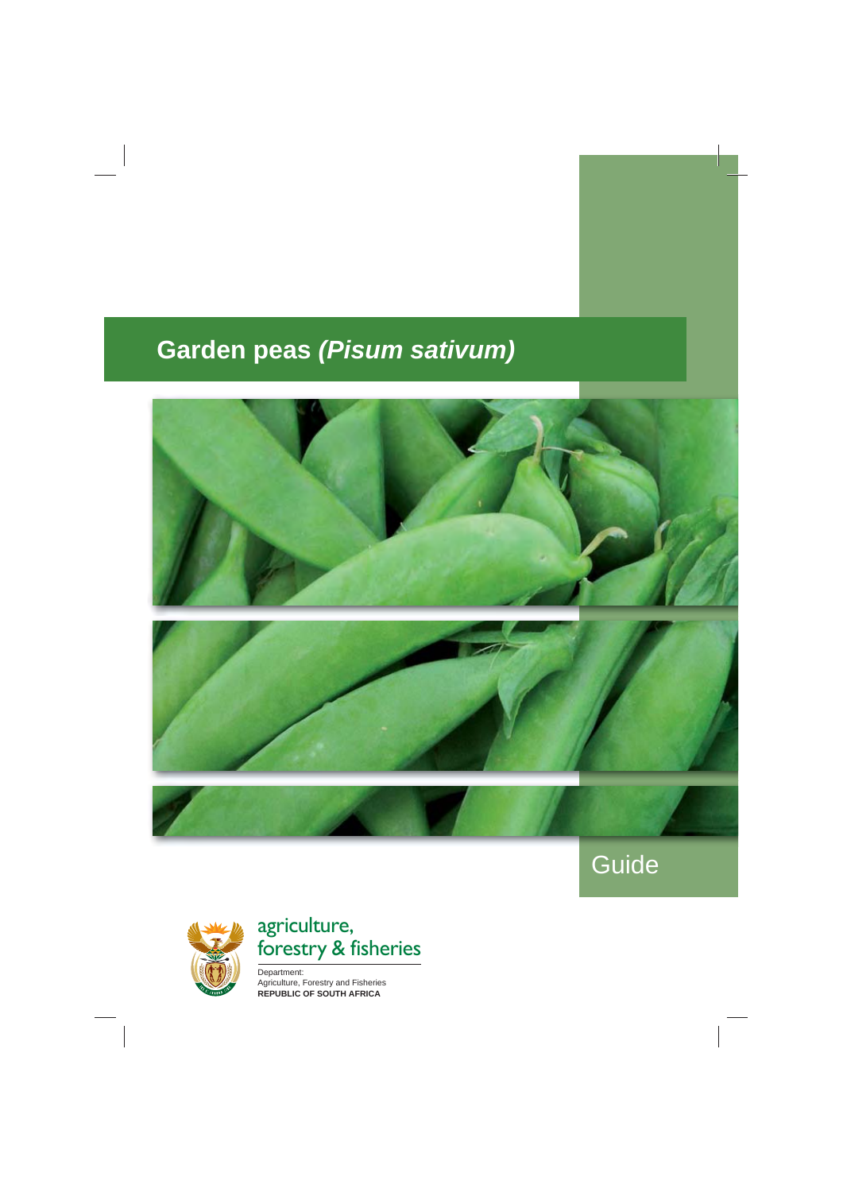# Garden peas *(Pisum sativum)*

Guide

agriculture,
forestry & fisheries

Department:
Agriculture, Forestry and Fisheries
**REPUBLIC OF SOUTH AFRICA**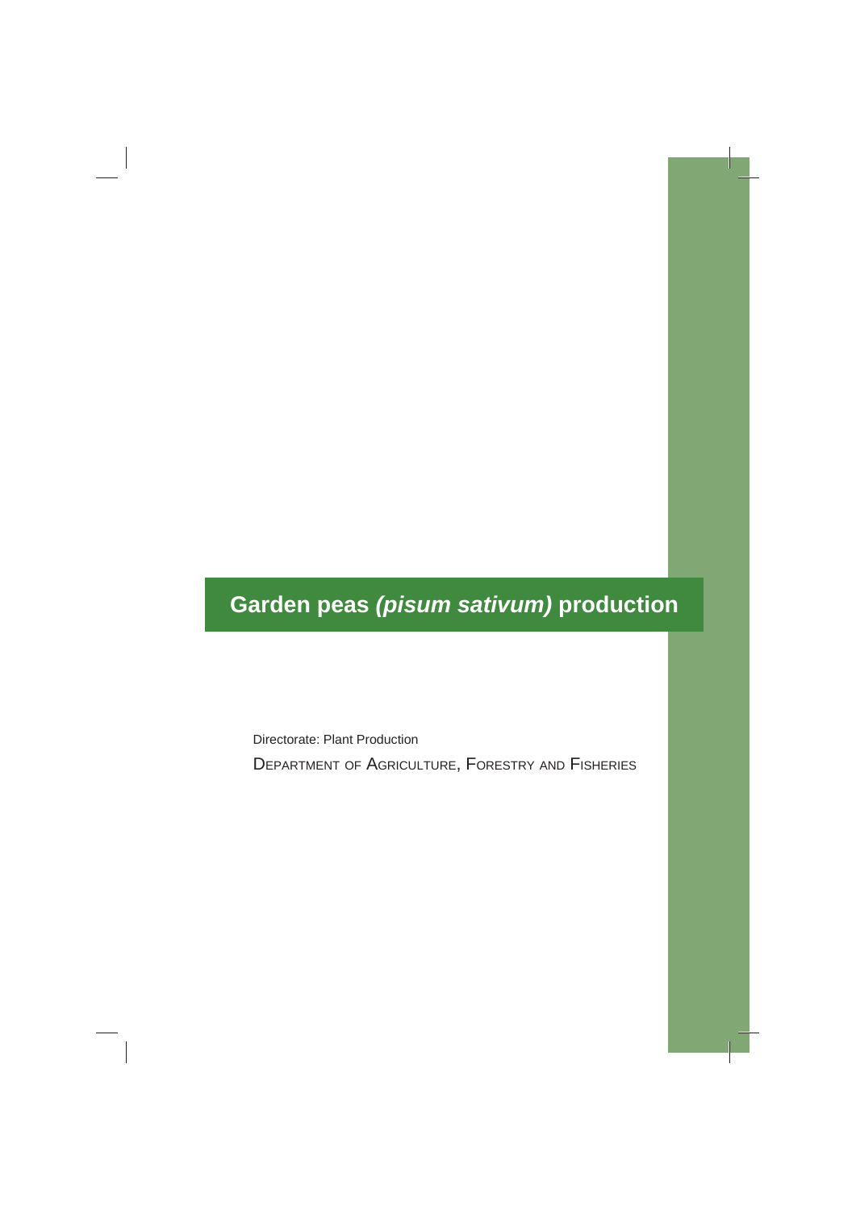# Garden peas *(pisum sativum)* production

Directorate: Plant Production

DEPARTMENT OF AGRICULTURE, FORESTRY AND FISHERIES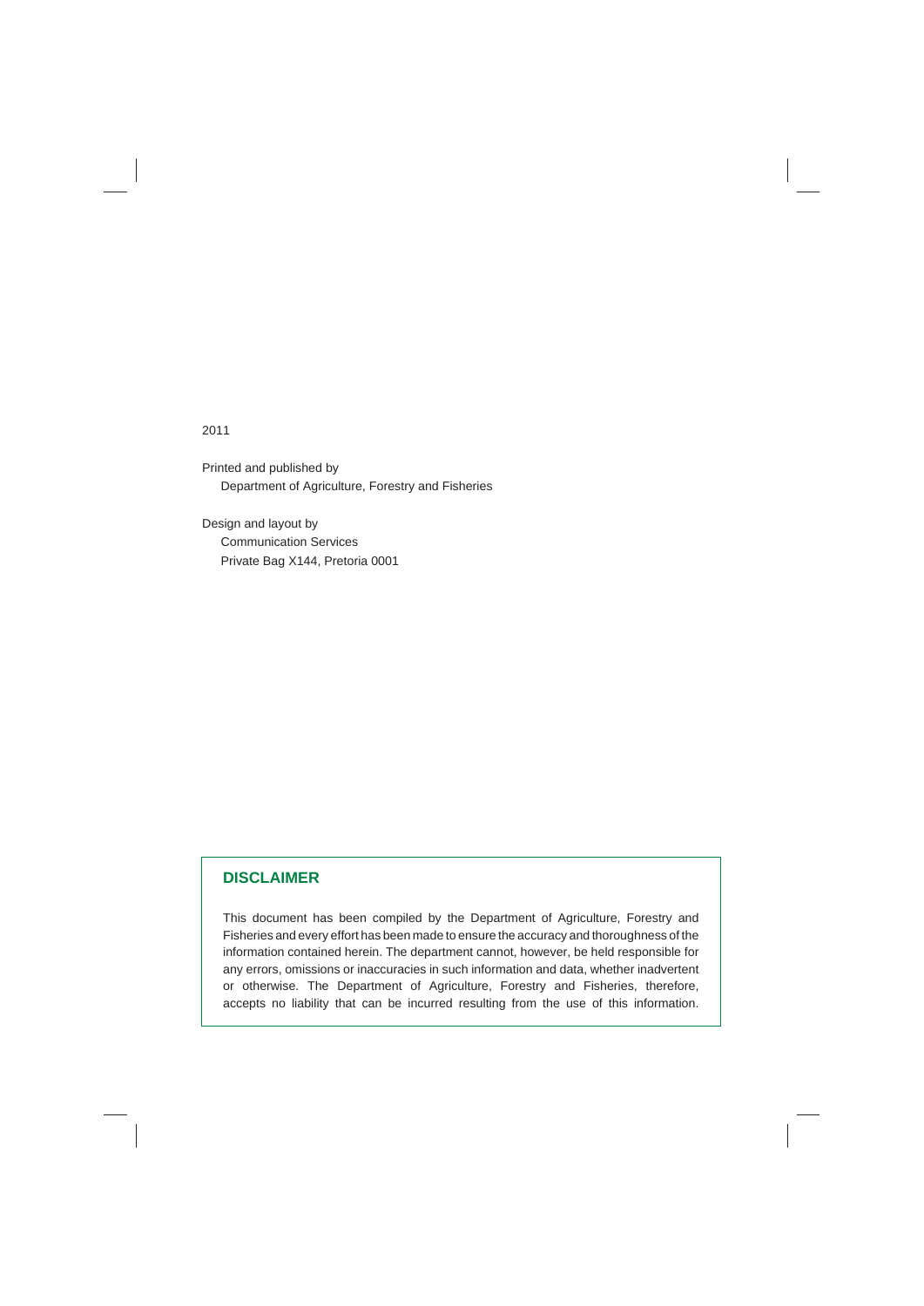2011

Printed and published by

Department of Agriculture, Forestry and Fisheries

Design and layout by

Communication Services

Private Bag X144, Pretoria 0001

## DISCLAIMER

This document has been compiled by the Department of Agriculture, Forestry and Fisheries and every effort has been made to ensure the accuracy and thoroughness of the information contained herein. The department cannot, however, be held responsible for any errors, omissions or inaccuracies in such information and data, whether inadvertent or otherwise. The Department of Agriculture, Forestry and Fisheries, therefore, accepts no liability that can be incurred resulting from the use of this information.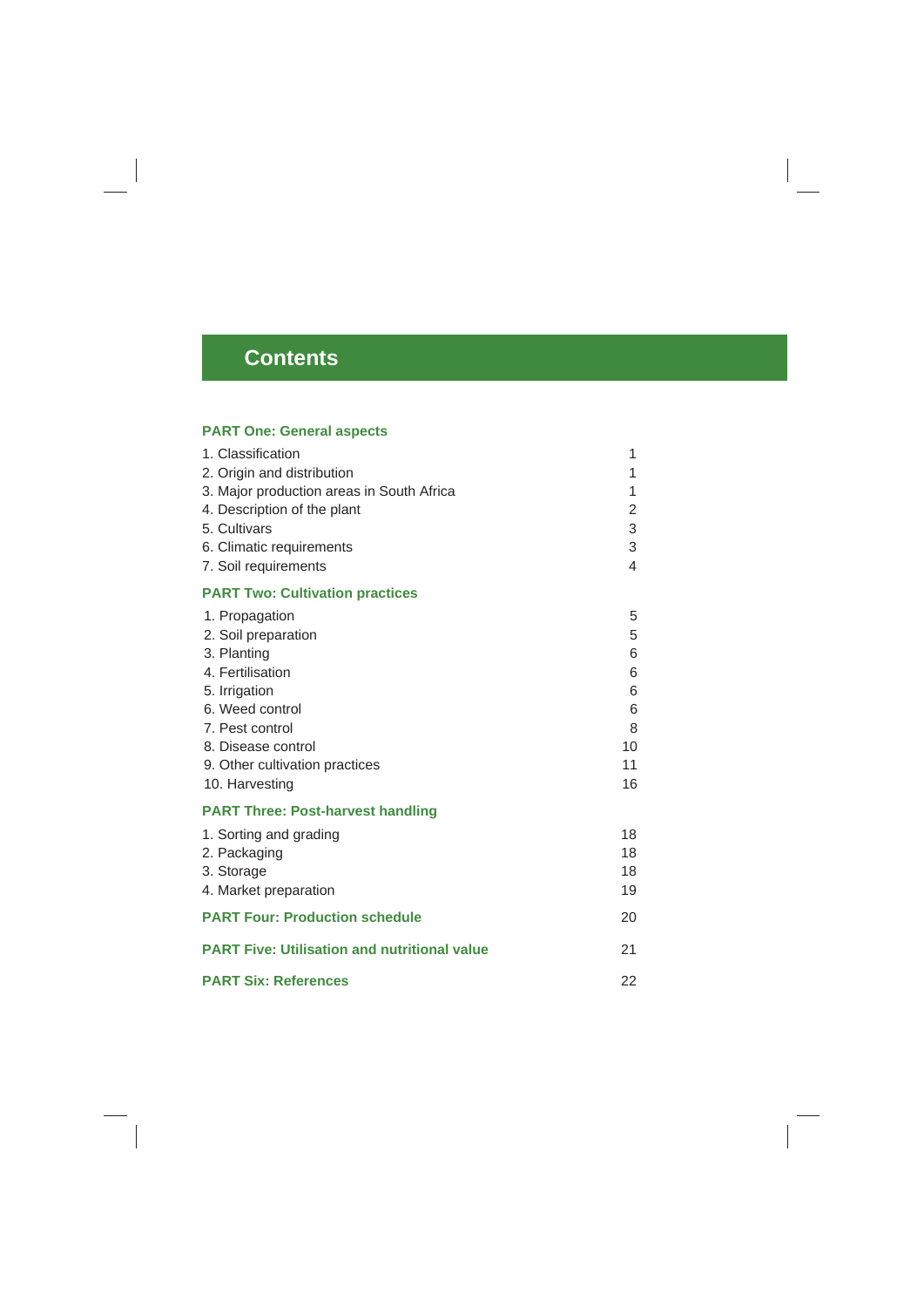# Contents

**PART One: General aspects**

| | |
|---|---|
| 1. Classification | 1 |
| 2. Origin and distribution | 1 |
| 3. Major production areas in South Africa | 1 |
| 4. Description of the plant | 2 |
| 5. Cultivars | 3 |
| 6. Climatic requirements | 3 |
| 7. Soil requirements | 4 |

**PART Two: Cultivation practices**

| | |
|---|---|
| 1. Propagation | 5 |
| 2. Soil preparation | 5 |
| 3. Planting | 6 |
| 4. Fertilisation | 6 |
| 5. Irrigation | 6 |
| 6. Weed control | 6 |
| 7. Pest control | 8 |
| 8. Disease control | 10 |
| 9. Other cultivation practices | 11 |
| 10. Harvesting | 16 |

**PART Three: Post-harvest handling**

| | |
|---|---|
| 1. Sorting and grading | 18 |
| 2. Packaging | 18 |
| 3. Storage | 18 |
| 4. Market preparation | 19 |

**PART Four: Production schedule** 20

**PART Five: Utilisation and nutritional value** 21

**PART Six: References** 22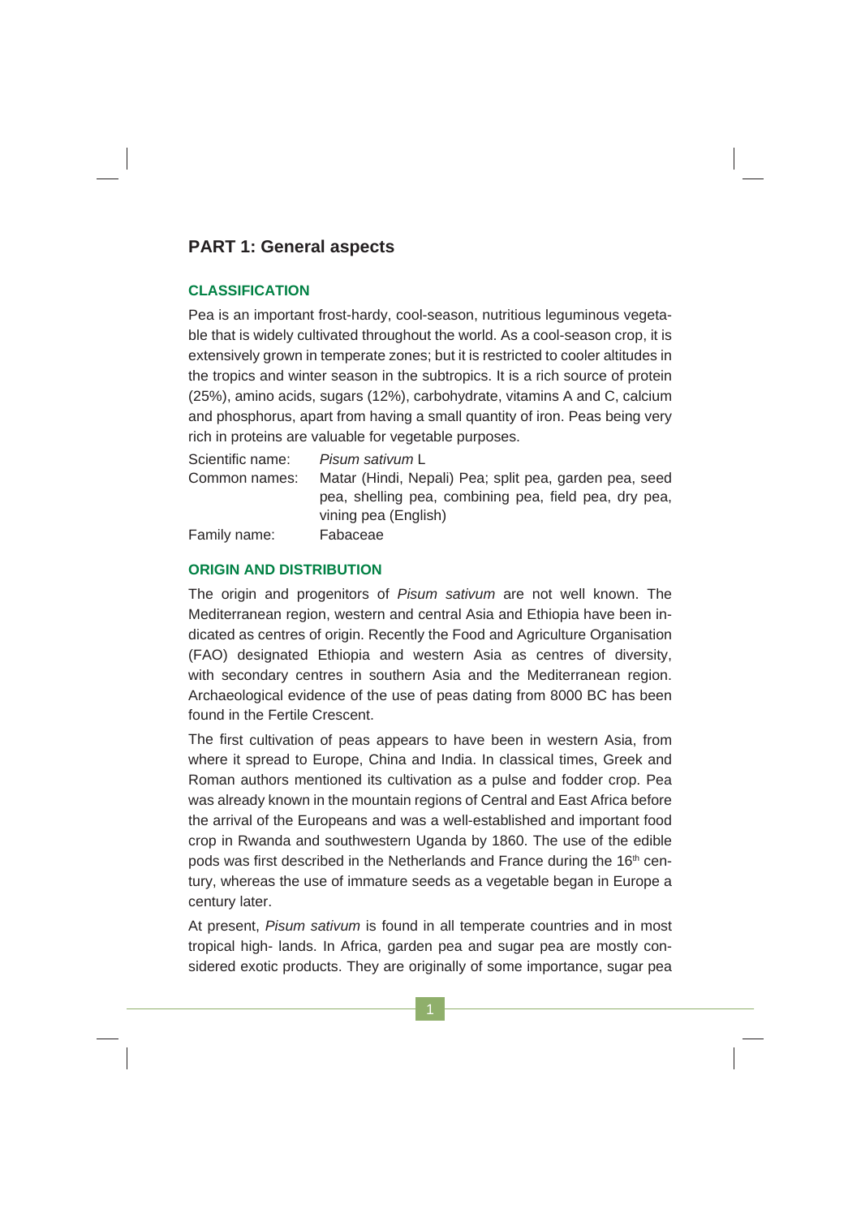## PART 1: General aspects

### CLASSIFICATION

Pea is an important frost-hardy, cool-season, nutritious leguminous vegetable that is widely cultivated throughout the world. As a cool-season crop, it is extensively grown in temperate zones; but it is restricted to cooler altitudes in the tropics and winter season in the subtropics. It is a rich source of protein (25%), amino acids, sugars (12%), carbohydrate, vitamins A and C, calcium and phosphorus, apart from having a small quantity of iron. Peas being very rich in proteins are valuable for vegetable purposes.

| | |
|---|---|
| Scientific name: | *Pisum sativum* L |
| Common names: | Matar (Hindi, Nepali) Pea; split pea, garden pea, seed pea, shelling pea, combining pea, field pea, dry pea, vining pea (English) |
| Family name: | Fabaceae |

### ORIGIN AND DISTRIBUTION

The origin and progenitors of *Pisum sativum* are not well known. The Mediterranean region, western and central Asia and Ethiopia have been indicated as centres of origin. Recently the Food and Agriculture Organisation (FAO) designated Ethiopia and western Asia as centres of diversity, with secondary centres in southern Asia and the Mediterranean region. Archaeological evidence of the use of peas dating from 8000 BC has been found in the Fertile Crescent.

The first cultivation of peas appears to have been in western Asia, from where it spread to Europe, China and India. In classical times, Greek and Roman authors mentioned its cultivation as a pulse and fodder crop. Pea was already known in the mountain regions of Central and East Africa before the arrival of the Europeans and was a well-established and important food crop in Rwanda and southwestern Uganda by 1860. The use of the edible pods was first described in the Netherlands and France during the 16th century, whereas the use of immature seeds as a vegetable began in Europe a century later.

At present, *Pisum sativum* is found in all temperate countries and in most tropical high- lands. In Africa, garden pea and sugar pea are mostly considered exotic products. They are originally of some importance, sugar pea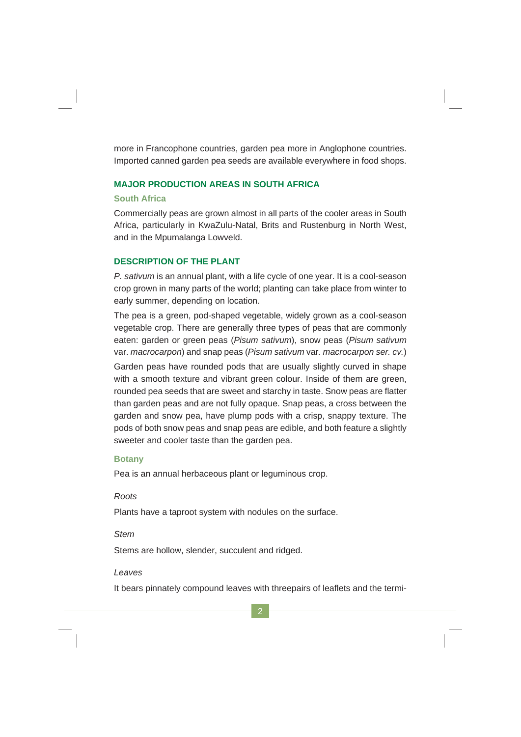more in Francophone countries, garden pea more in Anglophone countries. Imported canned garden pea seeds are available everywhere in food shops.

## MAJOR PRODUCTION AREAS IN SOUTH AFRICA

### South Africa

Commercially peas are grown almost in all parts of the cooler areas in South Africa, particularly in KwaZulu-Natal, Brits and Rustenburg in North West, and in the Mpumalanga Lowveld.

## DESCRIPTION OF THE PLANT

*P. sativum* is an annual plant, with a life cycle of one year. It is a cool-season crop grown in many parts of the world; planting can take place from winter to early summer, depending on location.

The pea is a green, pod-shaped vegetable, widely grown as a cool-season vegetable crop. There are generally three types of peas that are commonly eaten: garden or green peas (*Pisum sativum*), snow peas (*Pisum sativum* var. *macrocarpon*) and snap peas (*Pisum sativum* var. *macrocarpon ser. cv.*)

Garden peas have rounded pods that are usually slightly curved in shape with a smooth texture and vibrant green colour. Inside of them are green, rounded pea seeds that are sweet and starchy in taste. Snow peas are flatter than garden peas and are not fully opaque. Snap peas, a cross between the garden and snow pea, have plump pods with a crisp, snappy texture. The pods of both snow peas and snap peas are edible, and both feature a slightly sweeter and cooler taste than the garden pea.

### Botany

Pea is an annual herbaceous plant or leguminous crop.

*Roots*

Plants have a taproot system with nodules on the surface.

*Stem*

Stems are hollow, slender, succulent and ridged.

*Leaves*

It bears pinnately compound leaves with threepairs of leaflets and the termi-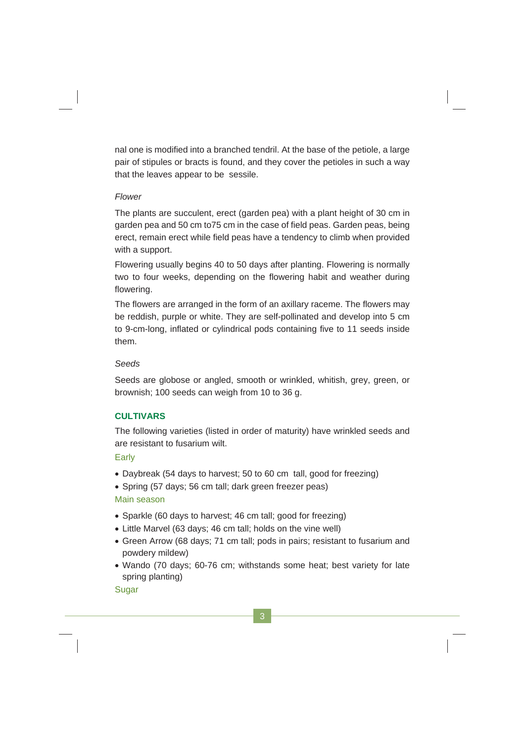nal one is modified into a branched tendril. At the base of the petiole, a large pair of stipules or bracts is found, and they cover the petioles in such a way that the leaves appear to be sessile.

*Flower*

The plants are succulent, erect (garden pea) with a plant height of 30 cm in garden pea and 50 cm to75 cm in the case of field peas. Garden peas, being erect, remain erect while field peas have a tendency to climb when provided with a support.

Flowering usually begins 40 to 50 days after planting. Flowering is normally two to four weeks, depending on the flowering habit and weather during flowering.

The flowers are arranged in the form of an axillary raceme. The flowers may be reddish, purple or white. They are self-pollinated and develop into 5 cm to 9-cm-long, inflated or cylindrical pods containing five to 11 seeds inside them.

*Seeds*

Seeds are globose or angled, smooth or wrinkled, whitish, grey, green, or brownish; 100 seeds can weigh from 10 to 36 g.

## CULTIVARS

The following varieties (listed in order of maturity) have wrinkled seeds and are resistant to fusarium wilt.

### Early

- Daybreak (54 days to harvest; 50 to 60 cm tall, good for freezing)
- Spring (57 days; 56 cm tall; dark green freezer peas)

### Main season

- Sparkle (60 days to harvest; 46 cm tall; good for freezing)
- Little Marvel (63 days; 46 cm tall; holds on the vine well)
- Green Arrow (68 days; 71 cm tall; pods in pairs; resistant to fusarium and powdery mildew)
- Wando (70 days; 60-76 cm; withstands some heat; best variety for late spring planting)

### Sugar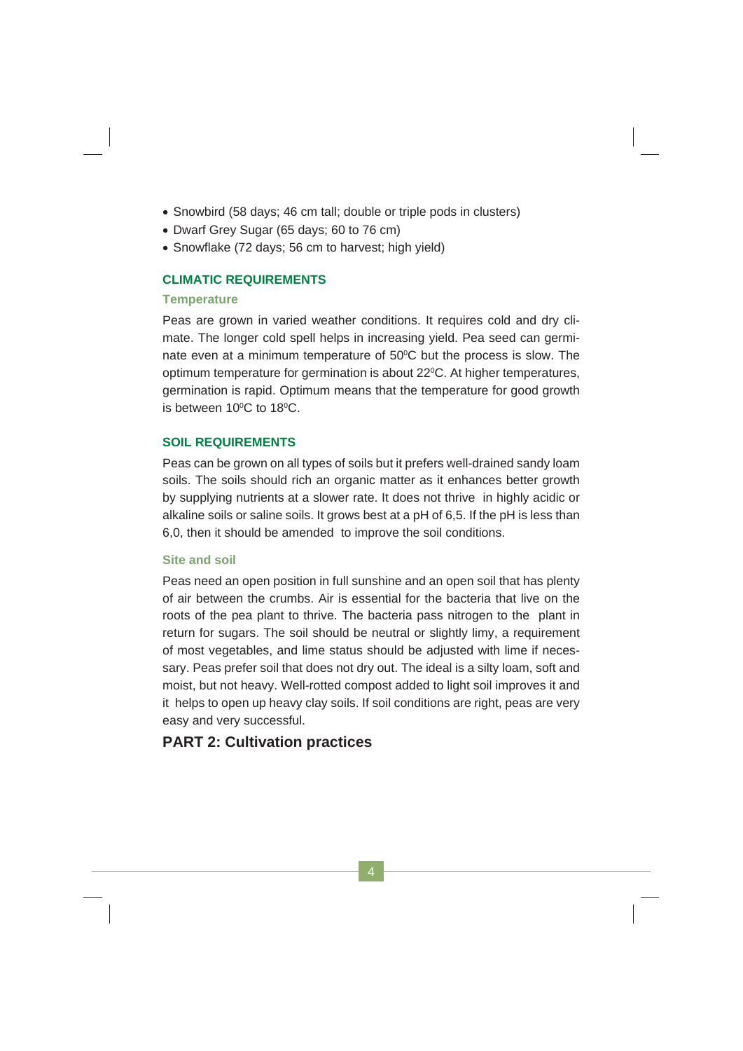- Snowbird (58 days; 46 cm tall; double or triple pods in clusters)
- Dwarf Grey Sugar (65 days; 60 to 76 cm)
- Snowflake (72 days; 56 cm to harvest; high yield)

## CLIMATIC REQUIREMENTS

### Temperature

Peas are grown in varied weather conditions. It requires cold and dry climate. The longer cold spell helps in increasing yield. Pea seed can germinate even at a minimum temperature of 50$^0$C but the process is slow. The optimum temperature for germination is about 22$^0$C. At higher temperatures, germination is rapid. Optimum means that the temperature for good growth is between 10$^0$C to 18$^0$C.

## SOIL REQUIREMENTS

Peas can be grown on all types of soils but it prefers well-drained sandy loam soils. The soils should rich an organic matter as it enhances better growth by supplying nutrients at a slower rate. It does not thrive in highly acidic or alkaline soils or saline soils. It grows best at a pH of 6,5. If the pH is less than 6,0, then it should be amended to improve the soil conditions.

### Site and soil

Peas need an open position in full sunshine and an open soil that has plenty of air between the crumbs. Air is essential for the bacteria that live on the roots of the pea plant to thrive. The bacteria pass nitrogen to the plant in return for sugars. The soil should be neutral or slightly limy, a requirement of most vegetables, and lime status should be adjusted with lime if necessary. Peas prefer soil that does not dry out. The ideal is a silty loam, soft and moist, but not heavy. Well-rotted compost added to light soil improves it and it helps to open up heavy clay soils. If soil conditions are right, peas are very easy and very successful.

# PART 2: Cultivation practices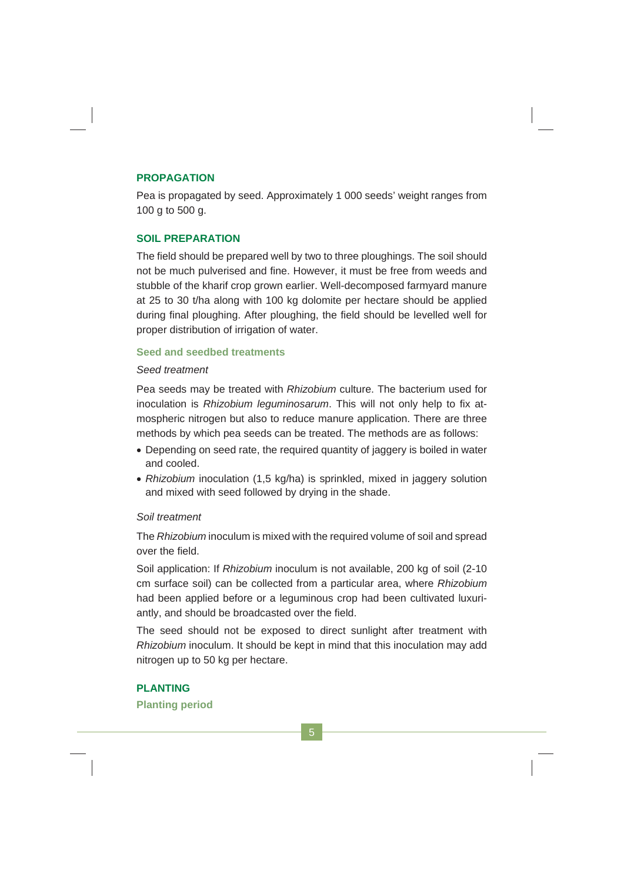## PROPAGATION

Pea is propagated by seed. Approximately 1 000 seeds' weight ranges from 100 g to 500 g.

## SOIL PREPARATION

The field should be prepared well by two to three ploughings. The soil should not be much pulverised and fine. However, it must be free from weeds and stubble of the kharif crop grown earlier. Well-decomposed farmyard manure at 25 to 30 t/ha along with 100 kg dolomite per hectare should be applied during final ploughing. After ploughing, the field should be levelled well for proper distribution of irrigation of water.

### Seed and seedbed treatments

*Seed treatment*

Pea seeds may be treated with *Rhizobium* culture. The bacterium used for inoculation is *Rhizobium leguminosarum*. This will not only help to fix atmospheric nitrogen but also to reduce manure application. There are three methods by which pea seeds can be treated. The methods are as follows:

- Depending on seed rate, the required quantity of jaggery is boiled in water and cooled.
- *Rhizobium* inoculation (1,5 kg/ha) is sprinkled, mixed in jaggery solution and mixed with seed followed by drying in the shade.

*Soil treatment*

The *Rhizobium* inoculum is mixed with the required volume of soil and spread over the field.

Soil application: If *Rhizobium* inoculum is not available, 200 kg of soil (2-10 cm surface soil) can be collected from a particular area, where *Rhizobium* had been applied before or a leguminous crop had been cultivated luxuriantly, and should be broadcasted over the field.

The seed should not be exposed to direct sunlight after treatment with *Rhizobium* inoculum. It should be kept in mind that this inoculation may add nitrogen up to 50 kg per hectare.

## PLANTING

### Planting period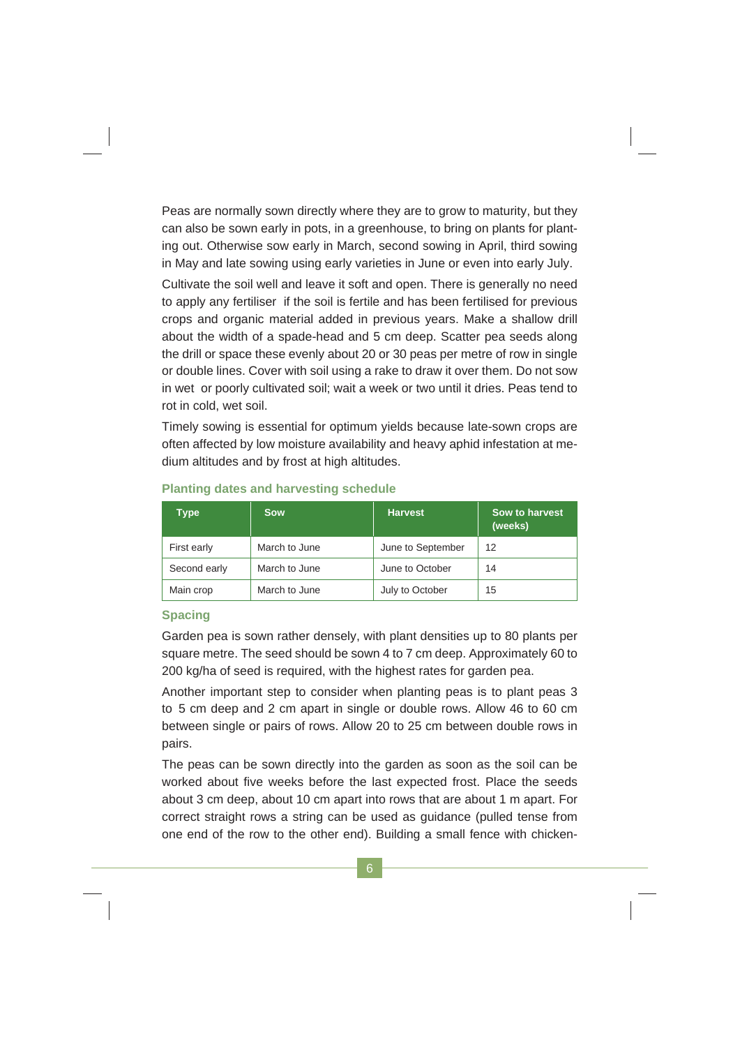Peas are normally sown directly where they are to grow to maturity, but they can also be sown early in pots, in a greenhouse, to bring on plants for planting out. Otherwise sow early in March, second sowing in April, third sowing in May and late sowing using early varieties in June or even into early July.

Cultivate the soil well and leave it soft and open. There is generally no need to apply any fertiliser if the soil is fertile and has been fertilised for previous crops and organic material added in previous years. Make a shallow drill about the width of a spade-head and 5 cm deep. Scatter pea seeds along the drill or space these evenly about 20 or 30 peas per metre of row in single or double lines. Cover with soil using a rake to draw it over them. Do not sow in wet or poorly cultivated soil; wait a week or two until it dries. Peas tend to rot in cold, wet soil.

Timely sowing is essential for optimum yields because late-sown crops are often affected by low moisture availability and heavy aphid infestation at medium altitudes and by frost at high altitudes.

### Planting dates and harvesting schedule

| Type | Sow | Harvest | Sow to harvest (weeks) |
|---|---|---|---|
| First early | March to June | June to September | 12 |
| Second early | March to June | June to October | 14 |
| Main crop | March to June | July to October | 15 |

### Spacing

Garden pea is sown rather densely, with plant densities up to 80 plants per square metre. The seed should be sown 4 to 7 cm deep. Approximately 60 to 200 kg/ha of seed is required, with the highest rates for garden pea.

Another important step to consider when planting peas is to plant peas 3 to 5 cm deep and 2 cm apart in single or double rows. Allow 46 to 60 cm between single or pairs of rows. Allow 20 to 25 cm between double rows in pairs.

The peas can be sown directly into the garden as soon as the soil can be worked about five weeks before the last expected frost. Place the seeds about 3 cm deep, about 10 cm apart into rows that are about 1 m apart. For correct straight rows a string can be used as guidance (pulled tense from one end of the row to the other end). Building a small fence with chicken-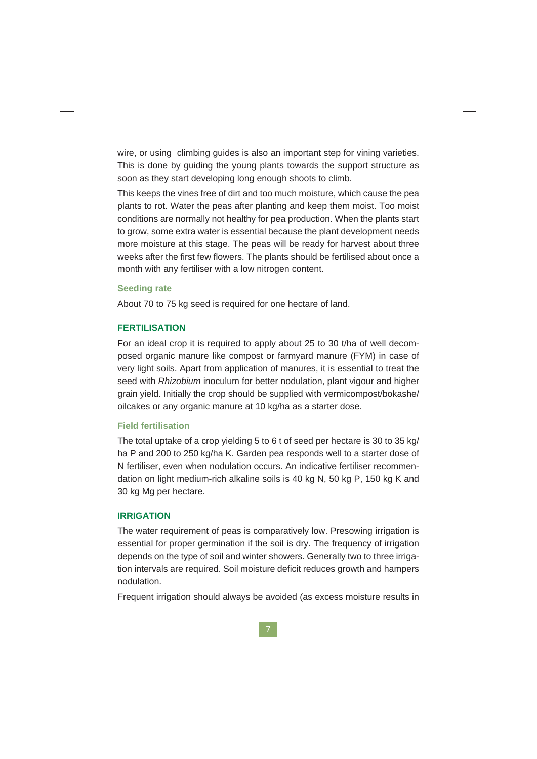wire, or using climbing guides is also an important step for vining varieties. This is done by guiding the young plants towards the support structure as soon as they start developing long enough shoots to climb.

This keeps the vines free of dirt and too much moisture, which cause the pea plants to rot. Water the peas after planting and keep them moist. Too moist conditions are normally not healthy for pea production. When the plants start to grow, some extra water is essential because the plant development needs more moisture at this stage. The peas will be ready for harvest about three weeks after the first few flowers. The plants should be fertilised about once a month with any fertiliser with a low nitrogen content.

### Seeding rate

About 70 to 75 kg seed is required for one hectare of land.

## FERTILISATION

For an ideal crop it is required to apply about 25 to 30 t/ha of well decomposed organic manure like compost or farmyard manure (FYM) in case of very light soils. Apart from application of manures, it is essential to treat the seed with *Rhizobium* inoculum for better nodulation, plant vigour and higher grain yield. Initially the crop should be supplied with vermicompost/bokashe/oilcakes or any organic manure at 10 kg/ha as a starter dose.

### Field fertilisation

The total uptake of a crop yielding 5 to 6 t of seed per hectare is 30 to 35 kg/ha P and 200 to 250 kg/ha K. Garden pea responds well to a starter dose of N fertiliser, even when nodulation occurs. An indicative fertiliser recommendation on light medium-rich alkaline soils is 40 kg N, 50 kg P, 150 kg K and 30 kg Mg per hectare.

## IRRIGATION

The water requirement of peas is comparatively low. Presowing irrigation is essential for proper germination if the soil is dry. The frequency of irrigation depends on the type of soil and winter showers. Generally two to three irrigation intervals are required. Soil moisture deficit reduces growth and hampers nodulation.

Frequent irrigation should always be avoided (as excess moisture results in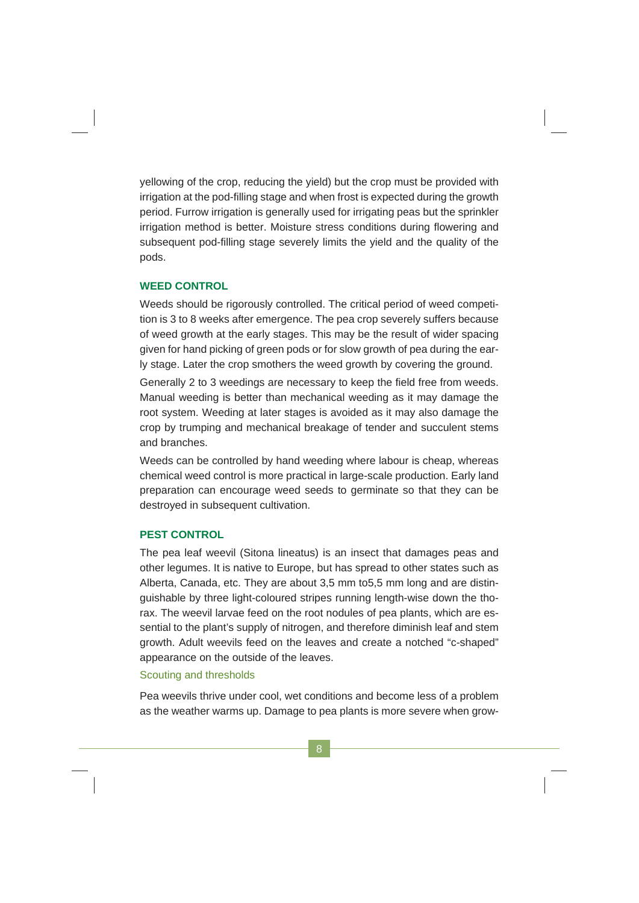yellowing of the crop, reducing the yield) but the crop must be provided with irrigation at the pod-filling stage and when frost is expected during the growth period. Furrow irrigation is generally used for irrigating peas but the sprinkler irrigation method is better. Moisture stress conditions during flowering and subsequent pod-filling stage severely limits the yield and the quality of the pods.

## WEED CONTROL

Weeds should be rigorously controlled. The critical period of weed competition is 3 to 8 weeks after emergence. The pea crop severely suffers because of weed growth at the early stages. This may be the result of wider spacing given for hand picking of green pods or for slow growth of pea during the early stage. Later the crop smothers the weed growth by covering the ground.

Generally 2 to 3 weedings are necessary to keep the field free from weeds. Manual weeding is better than mechanical weeding as it may damage the root system. Weeding at later stages is avoided as it may also damage the crop by trumping and mechanical breakage of tender and succulent stems and branches.

Weeds can be controlled by hand weeding where labour is cheap, whereas chemical weed control is more practical in large-scale production. Early land preparation can encourage weed seeds to germinate so that they can be destroyed in subsequent cultivation.

## PEST CONTROL

The pea leaf weevil (Sitona lineatus) is an insect that damages peas and other legumes. It is native to Europe, but has spread to other states such as Alberta, Canada, etc. They are about 3,5 mm to5,5 mm long and are distinguishable by three light-coloured stripes running length-wise down the thorax. The weevil larvae feed on the root nodules of pea plants, which are essential to the plant's supply of nitrogen, and therefore diminish leaf and stem growth. Adult weevils feed on the leaves and create a notched "c-shaped" appearance on the outside of the leaves.

### Scouting and thresholds

Pea weevils thrive under cool, wet conditions and become less of a problem as the weather warms up. Damage to pea plants is more severe when grow-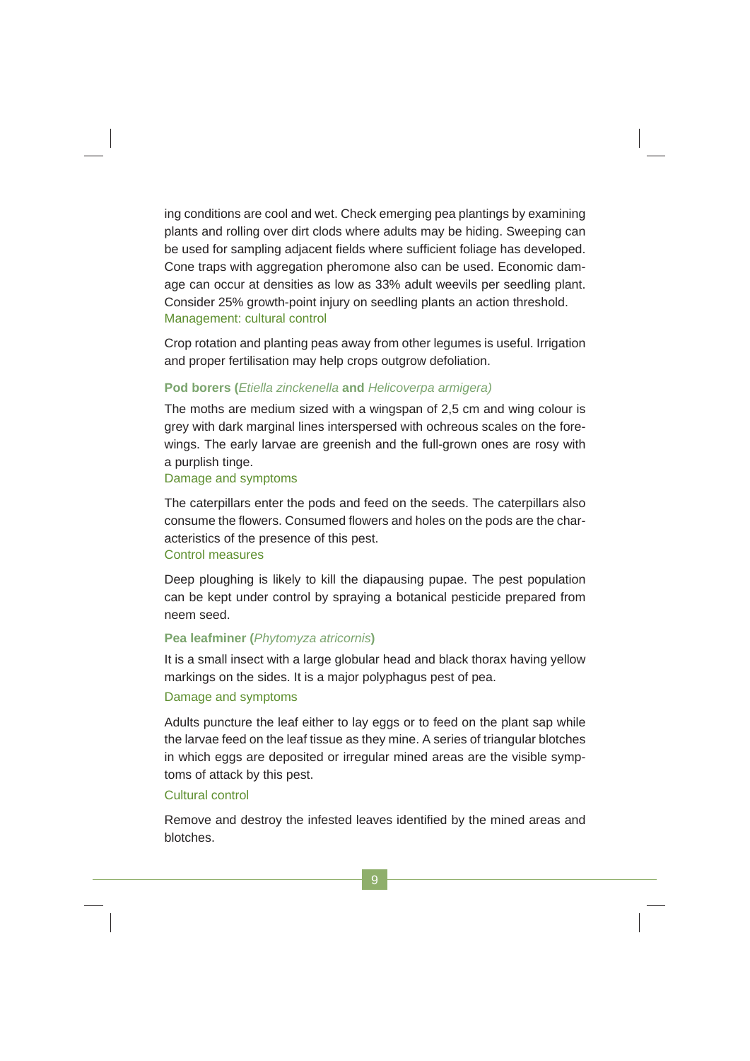ing conditions are cool and wet. Check emerging pea plantings by examining plants and rolling over dirt clods where adults may be hiding. Sweeping can be used for sampling adjacent fields where sufficient foliage has developed. Cone traps with aggregation pheromone also can be used. Economic damage can occur at densities as low as 33% adult weevils per seedling plant. Consider 25% growth-point injury on seedling plants an action threshold.

#### Management: cultural control

Crop rotation and planting peas away from other legumes is useful. Irrigation and proper fertilisation may help crops outgrow defoliation.

### Pod borers (*Etiella zinckenella* and *Helicoverpa armigera*)

The moths are medium sized with a wingspan of 2,5 cm and wing colour is grey with dark marginal lines interspersed with ochreous scales on the forewings. The early larvae are greenish and the full-grown ones are rosy with a purplish tinge.

#### Damage and symptoms

The caterpillars enter the pods and feed on the seeds. The caterpillars also consume the flowers. Consumed flowers and holes on the pods are the characteristics of the presence of this pest.

#### Control measures

Deep ploughing is likely to kill the diapausing pupae. The pest population can be kept under control by spraying a botanical pesticide prepared from neem seed.

### Pea leafminer (*Phytomyza atricornis*)

It is a small insect with a large globular head and black thorax having yellow markings on the sides. It is a major polyphagus pest of pea.

#### Damage and symptoms

Adults puncture the leaf either to lay eggs or to feed on the plant sap while the larvae feed on the leaf tissue as they mine. A series of triangular blotches in which eggs are deposited or irregular mined areas are the visible symptoms of attack by this pest.

#### Cultural control

Remove and destroy the infested leaves identified by the mined areas and blotches.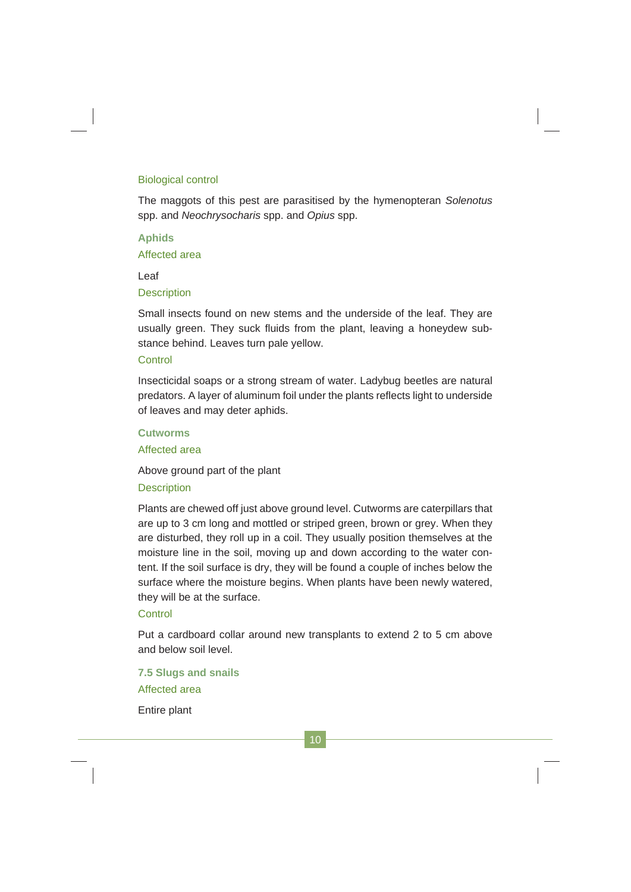#### Biological control

The maggots of this pest are parasitised by the hymenopteran *Solenotus* spp. and *Neochrysocharis* spp. and *Opius* spp.

### Aphids

#### Affected area

Leaf

#### Description

Small insects found on new stems and the underside of the leaf. They are usually green. They suck fluids from the plant, leaving a honeydew substance behind. Leaves turn pale yellow.

#### Control

Insecticidal soaps or a strong stream of water. Ladybug beetles are natural predators. A layer of aluminum foil under the plants reflects light to underside of leaves and may deter aphids.

### Cutworms

#### Affected area

Above ground part of the plant

#### Description

Plants are chewed off just above ground level. Cutworms are caterpillars that are up to 3 cm long and mottled or striped green, brown or grey. When they are disturbed, they roll up in a coil. They usually position themselves at the moisture line in the soil, moving up and down according to the water content. If the soil surface is dry, they will be found a couple of inches below the surface where the moisture begins. When plants have been newly watered, they will be at the surface.

#### Control

Put a cardboard collar around new transplants to extend 2 to 5 cm above and below soil level.

### 7.5 Slugs and snails

#### Affected area

Entire plant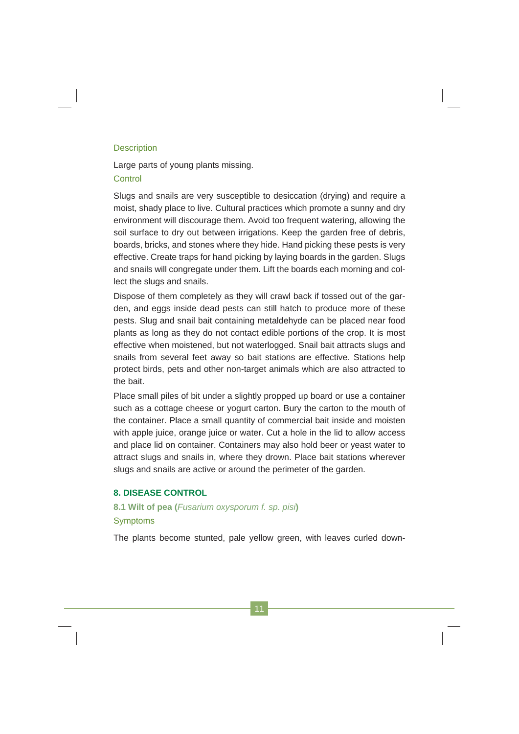Description

Large parts of young plants missing.

Control

Slugs and snails are very susceptible to desiccation (drying) and require a moist, shady place to live. Cultural practices which promote a sunny and dry environment will discourage them. Avoid too frequent watering, allowing the soil surface to dry out between irrigations. Keep the garden free of debris, boards, bricks, and stones where they hide. Hand picking these pests is very effective. Create traps for hand picking by laying boards in the garden. Slugs and snails will congregate under them. Lift the boards each morning and collect the slugs and snails.

Dispose of them completely as they will crawl back if tossed out of the garden, and eggs inside dead pests can still hatch to produce more of these pests. Slug and snail bait containing metaldehyde can be placed near food plants as long as they do not contact edible portions of the crop. It is most effective when moistened, but not waterlogged. Snail bait attracts slugs and snails from several feet away so bait stations are effective. Stations help protect birds, pets and other non-target animals which are also attracted to the bait.

Place small piles of bit under a slightly propped up board or use a container such as a cottage cheese or yogurt carton. Bury the carton to the mouth of the container. Place a small quantity of commercial bait inside and moisten with apple juice, orange juice or water. Cut a hole in the lid to allow access and place lid on container. Containers may also hold beer or yeast water to attract slugs and snails in, where they drown. Place bait stations wherever slugs and snails are active or around the perimeter of the garden.

## 8. DISEASE CONTROL

### 8.1 Wilt of pea (*Fusarium oxysporum f. sp. pisi*)

Symptoms

The plants become stunted, pale yellow green, with leaves curled down-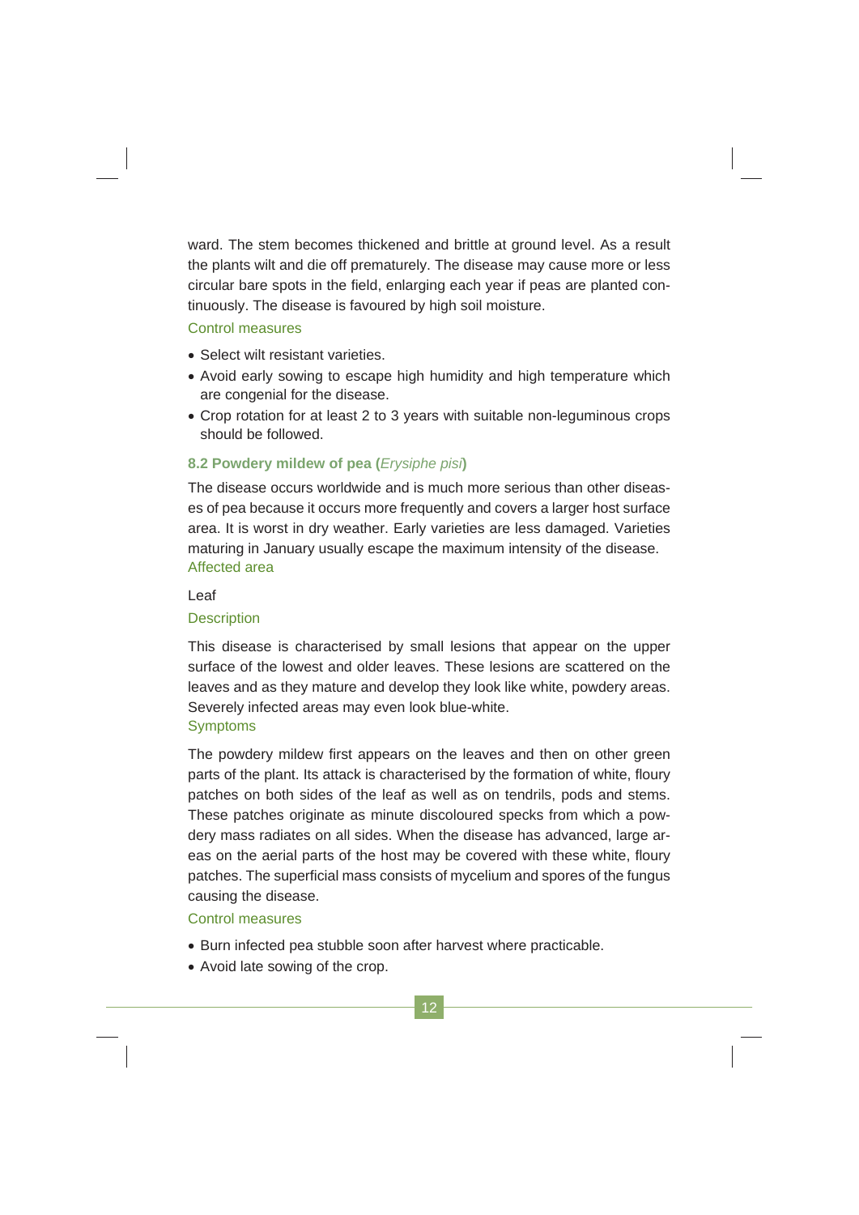ward. The stem becomes thickened and brittle at ground level. As a result the plants wilt and die off prematurely. The disease may cause more or less circular bare spots in the field, enlarging each year if peas are planted continuously. The disease is favoured by high soil moisture.

Control measures

- Select wilt resistant varieties.
- Avoid early sowing to escape high humidity and high temperature which are congenial for the disease.
- Crop rotation for at least 2 to 3 years with suitable non-leguminous crops should be followed.

### 8.2 Powdery mildew of pea (*Erysiphe pisi*)

The disease occurs worldwide and is much more serious than other diseases of pea because it occurs more frequently and covers a larger host surface area. It is worst in dry weather. Early varieties are less damaged. Varieties maturing in January usually escape the maximum intensity of the disease.

Affected area

Leaf

Description

This disease is characterised by small lesions that appear on the upper surface of the lowest and older leaves. These lesions are scattered on the leaves and as they mature and develop they look like white, powdery areas. Severely infected areas may even look blue-white.

Symptoms

The powdery mildew first appears on the leaves and then on other green parts of the plant. Its attack is characterised by the formation of white, floury patches on both sides of the leaf as well as on tendrils, pods and stems. These patches originate as minute discoloured specks from which a powdery mass radiates on all sides. When the disease has advanced, large areas on the aerial parts of the host may be covered with these white, floury patches. The superficial mass consists of mycelium and spores of the fungus causing the disease.

Control measures

- Burn infected pea stubble soon after harvest where practicable.
- Avoid late sowing of the crop.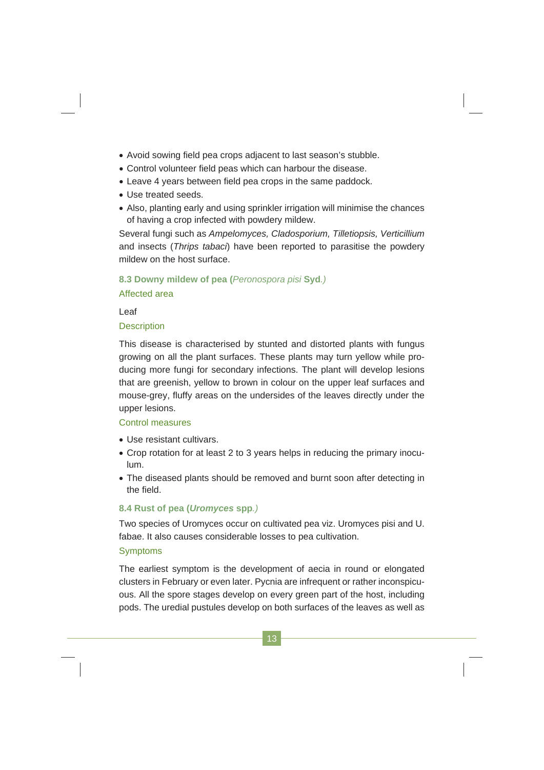- Avoid sowing field pea crops adjacent to last season's stubble.
- Control volunteer field peas which can harbour the disease.
- Leave 4 years between field pea crops in the same paddock.
- Use treated seeds.
- Also, planting early and using sprinkler irrigation will minimise the chances of having a crop infected with powdery mildew.

Several fungi such as *Ampelomyces, Cladosporium, Tilletiopsis, Verticillium* and insects (*Thrips tabaci*) have been reported to parasitise the powdery mildew on the host surface.

### 8.3 Downy mildew of pea (*Peronospora pisi* Syd.)

#### Affected area

Leaf

#### Description

This disease is characterised by stunted and distorted plants with fungus growing on all the plant surfaces. These plants may turn yellow while producing more fungi for secondary infections. The plant will develop lesions that are greenish, yellow to brown in colour on the upper leaf surfaces and mouse-grey, fluffy areas on the undersides of the leaves directly under the upper lesions.

#### Control measures

- Use resistant cultivars.
- Crop rotation for at least 2 to 3 years helps in reducing the primary inoculum.
- The diseased plants should be removed and burnt soon after detecting in the field.

### 8.4 Rust of pea (*Uromyces* spp.)

Two species of Uromyces occur on cultivated pea viz. Uromyces pisi and U. fabae. It also causes considerable losses to pea cultivation.

#### Symptoms

The earliest symptom is the development of aecia in round or elongated clusters in February or even later. Pycnia are infrequent or rather inconspicuous. All the spore stages develop on every green part of the host, including pods. The uredial pustules develop on both surfaces of the leaves as well as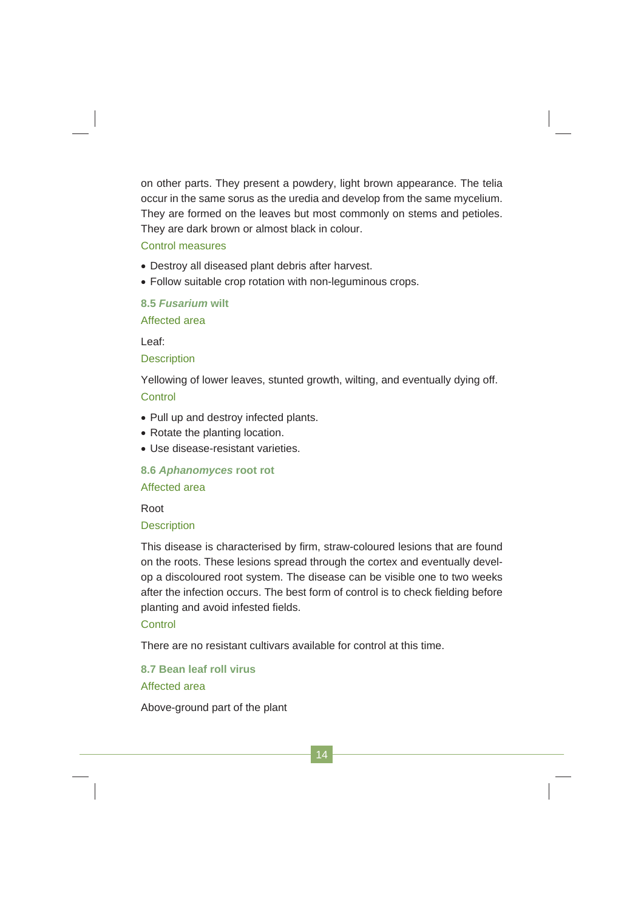on other parts. They present a powdery, light brown appearance. The telia occur in the same sorus as the uredia and develop from the same mycelium. They are formed on the leaves but most commonly on stems and petioles. They are dark brown or almost black in colour.

#### Control measures

- Destroy all diseased plant debris after harvest.
- Follow suitable crop rotation with non-leguminous crops.

### 8.5 *Fusarium* wilt

#### Affected area

Leaf:

#### Description

Yellowing of lower leaves, stunted growth, wilting, and eventually dying off.

#### Control

- Pull up and destroy infected plants.
- Rotate the planting location.
- Use disease-resistant varieties.

### 8.6 *Aphanomyces* root rot

#### Affected area

Root

#### Description

This disease is characterised by firm, straw-coloured lesions that are found on the roots. These lesions spread through the cortex and eventually develop a discoloured root system. The disease can be visible one to two weeks after the infection occurs. The best form of control is to check fielding before planting and avoid infested fields.

#### Control

There are no resistant cultivars available for control at this time.

### 8.7 Bean leaf roll virus

#### Affected area

Above-ground part of the plant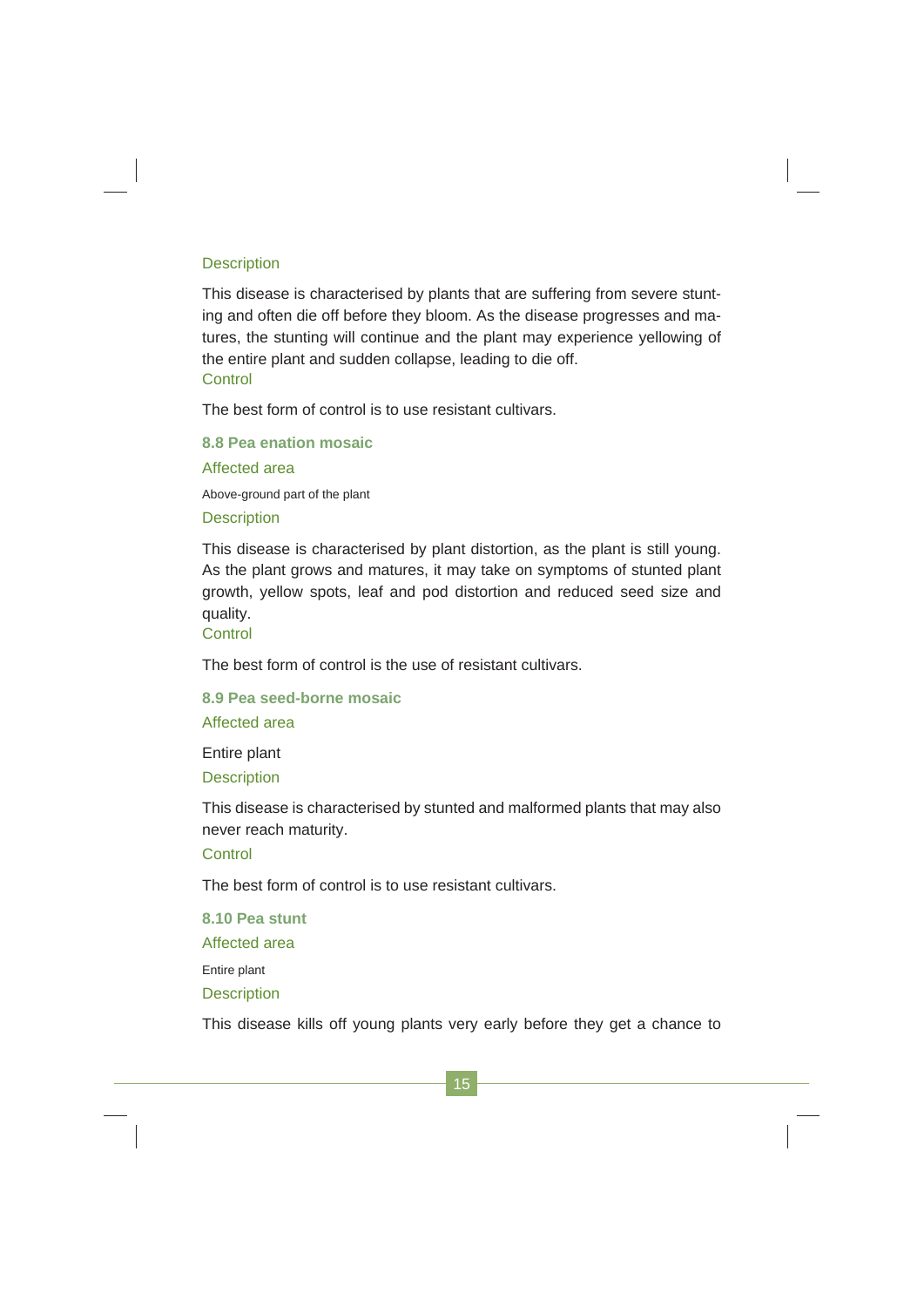#### Description

This disease is characterised by plants that are suffering from severe stunting and often die off before they bloom. As the disease progresses and matures, the stunting will continue and the plant may experience yellowing of the entire plant and sudden collapse, leading to die off.

#### Control

The best form of control is to use resistant cultivars.

### 8.8 Pea enation mosaic

#### Affected area

Above-ground part of the plant

#### Description

This disease is characterised by plant distortion, as the plant is still young. As the plant grows and matures, it may take on symptoms of stunted plant growth, yellow spots, leaf and pod distortion and reduced seed size and quality.

#### Control

The best form of control is the use of resistant cultivars.

### 8.9 Pea seed-borne mosaic

#### Affected area

Entire plant

#### Description

This disease is characterised by stunted and malformed plants that may also never reach maturity.

#### Control

The best form of control is to use resistant cultivars.

### 8.10 Pea stunt

#### Affected area

Entire plant

#### Description

This disease kills off young plants very early before they get a chance to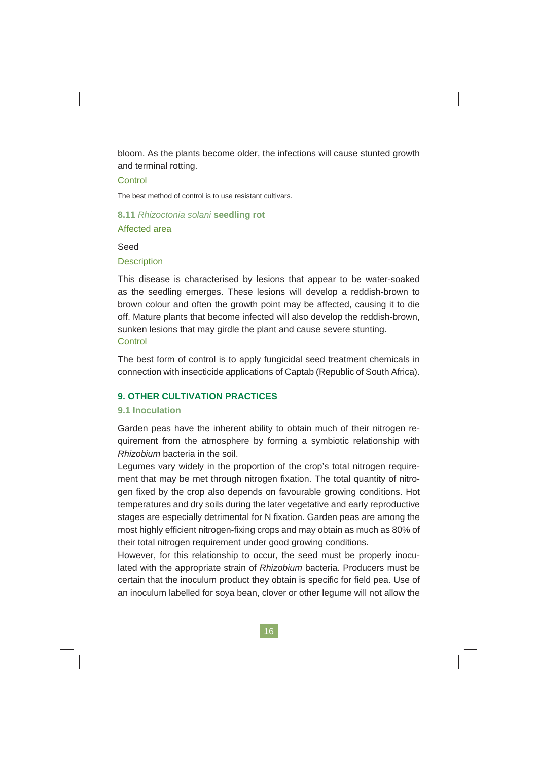bloom. As the plants become older, the infections will cause stunted growth and terminal rotting.

Control

The best method of control is to use resistant cultivars.

### 8.11 *Rhizoctonia solani* seedling rot

Affected area

Seed

Description

This disease is characterised by lesions that appear to be water-soaked as the seedling emerges. These lesions will develop a reddish-brown to brown colour and often the growth point may be affected, causing it to die off. Mature plants that become infected will also develop the reddish-brown, sunken lesions that may girdle the plant and cause severe stunting.

Control

The best form of control is to apply fungicidal seed treatment chemicals in connection with insecticide applications of Captab (Republic of South Africa).

## 9. OTHER CULTIVATION PRACTICES

### 9.1 Inoculation

Garden peas have the inherent ability to obtain much of their nitrogen requirement from the atmosphere by forming a symbiotic relationship with *Rhizobium* bacteria in the soil.

Legumes vary widely in the proportion of the crop's total nitrogen requirement that may be met through nitrogen fixation. The total quantity of nitrogen fixed by the crop also depends on favourable growing conditions. Hot temperatures and dry soils during the later vegetative and early reproductive stages are especially detrimental for N fixation. Garden peas are among the most highly efficient nitrogen-fixing crops and may obtain as much as 80% of their total nitrogen requirement under good growing conditions.

However, for this relationship to occur, the seed must be properly inoculated with the appropriate strain of *Rhizobium* bacteria. Producers must be certain that the inoculum product they obtain is specific for field pea. Use of an inoculum labelled for soya bean, clover or other legume will not allow the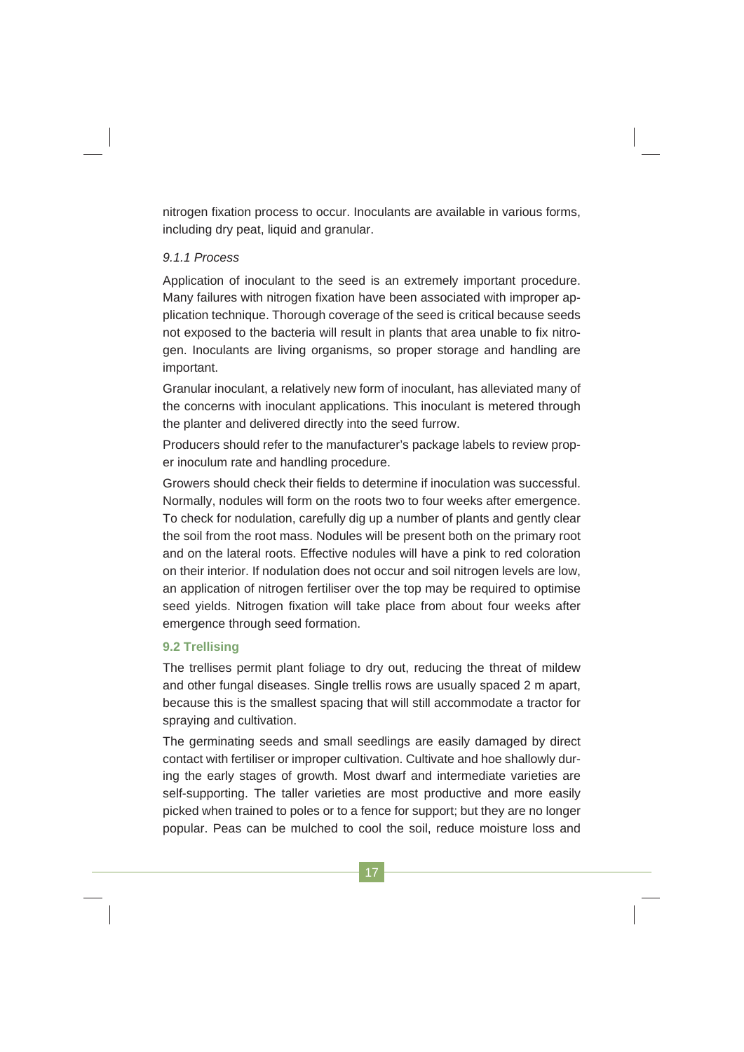nitrogen fixation process to occur. Inoculants are available in various forms, including dry peat, liquid and granular.

### *9.1.1 Process*

Application of inoculant to the seed is an extremely important procedure. Many failures with nitrogen fixation have been associated with improper application technique. Thorough coverage of the seed is critical because seeds not exposed to the bacteria will result in plants that area unable to fix nitrogen. Inoculants are living organisms, so proper storage and handling are important.

Granular inoculant, a relatively new form of inoculant, has alleviated many of the concerns with inoculant applications. This inoculant is metered through the planter and delivered directly into the seed furrow.

Producers should refer to the manufacturer's package labels to review proper inoculum rate and handling procedure.

Growers should check their fields to determine if inoculation was successful. Normally, nodules will form on the roots two to four weeks after emergence. To check for nodulation, carefully dig up a number of plants and gently clear the soil from the root mass. Nodules will be present both on the primary root and on the lateral roots. Effective nodules will have a pink to red coloration on their interior. If nodulation does not occur and soil nitrogen levels are low, an application of nitrogen fertiliser over the top may be required to optimise seed yields. Nitrogen fixation will take place from about four weeks after emergence through seed formation.

## 9.2 Trellising

The trellises permit plant foliage to dry out, reducing the threat of mildew and other fungal diseases. Single trellis rows are usually spaced 2 m apart, because this is the smallest spacing that will still accommodate a tractor for spraying and cultivation.

The germinating seeds and small seedlings are easily damaged by direct contact with fertiliser or improper cultivation. Cultivate and hoe shallowly during the early stages of growth. Most dwarf and intermediate varieties are self-supporting. The taller varieties are most productive and more easily picked when trained to poles or to a fence for support; but they are no longer popular. Peas can be mulched to cool the soil, reduce moisture loss and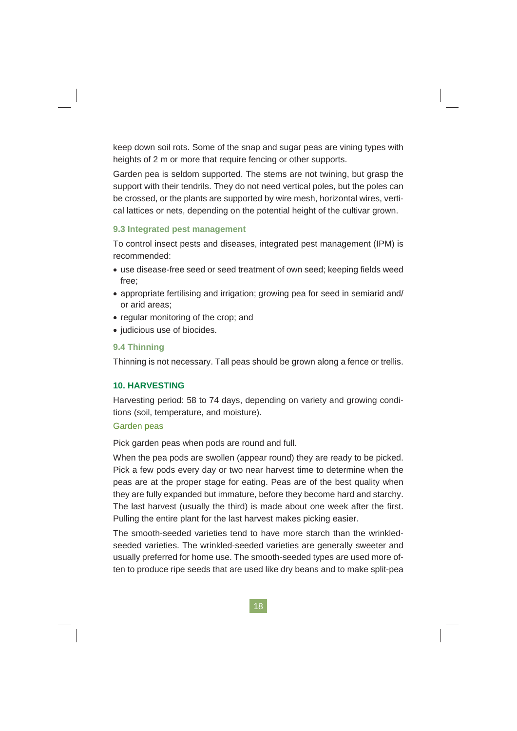keep down soil rots. Some of the snap and sugar peas are vining types with heights of 2 m or more that require fencing or other supports.

Garden pea is seldom supported. The stems are not twining, but grasp the support with their tendrils. They do not need vertical poles, but the poles can be crossed, or the plants are supported by wire mesh, horizontal wires, vertical lattices or nets, depending on the potential height of the cultivar grown.

### 9.3 Integrated pest management

To control insect pests and diseases, integrated pest management (IPM) is recommended:

- use disease-free seed or seed treatment of own seed; keeping fields weed free;
- appropriate fertilising and irrigation; growing pea for seed in semiarid and/or arid areas;
- regular monitoring of the crop; and
- judicious use of biocides.

### 9.4 Thinning

Thinning is not necessary. Tall peas should be grown along a fence or trellis.

## 10. HARVESTING

Harvesting period: 58 to 74 days, depending on variety and growing conditions (soil, temperature, and moisture).

#### Garden peas

Pick garden peas when pods are round and full.

When the pea pods are swollen (appear round) they are ready to be picked. Pick a few pods every day or two near harvest time to determine when the peas are at the proper stage for eating. Peas are of the best quality when they are fully expanded but immature, before they become hard and starchy. The last harvest (usually the third) is made about one week after the first. Pulling the entire plant for the last harvest makes picking easier.

The smooth-seeded varieties tend to have more starch than the wrinkled-seeded varieties. The wrinkled-seeded varieties are generally sweeter and usually preferred for home use. The smooth-seeded types are used more often to produce ripe seeds that are used like dry beans and to make split-pea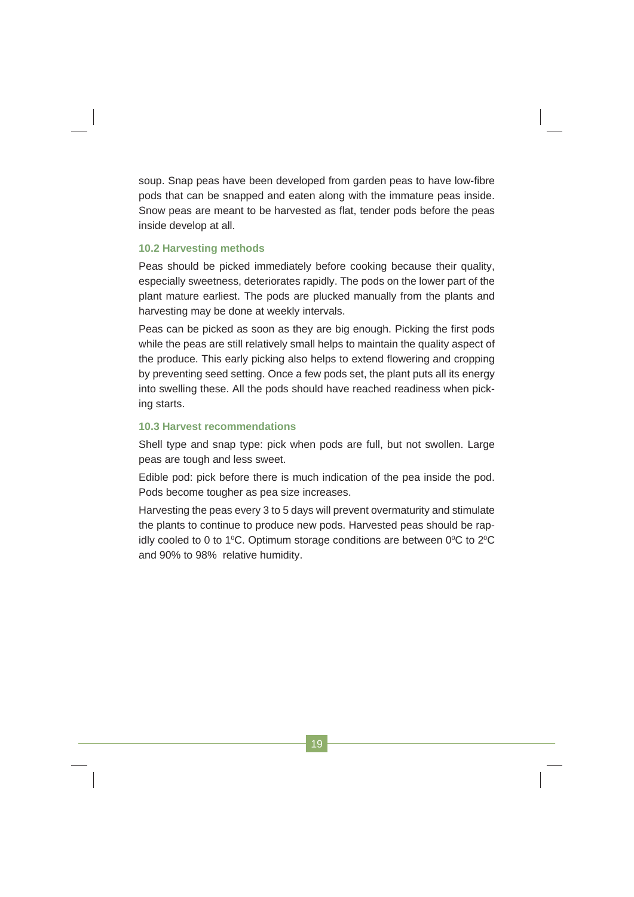soup. Snap peas have been developed from garden peas to have low-fibre pods that can be snapped and eaten along with the immature peas inside. Snow peas are meant to be harvested as flat, tender pods before the peas inside develop at all.

### 10.2 Harvesting methods

Peas should be picked immediately before cooking because their quality, especially sweetness, deteriorates rapidly. The pods on the lower part of the plant mature earliest. The pods are plucked manually from the plants and harvesting may be done at weekly intervals.

Peas can be picked as soon as they are big enough. Picking the first pods while the peas are still relatively small helps to maintain the quality aspect of the produce. This early picking also helps to extend flowering and cropping by preventing seed setting. Once a few pods set, the plant puts all its energy into swelling these. All the pods should have reached readiness when picking starts.

### 10.3 Harvest recommendations

Shell type and snap type: pick when pods are full, but not swollen. Large peas are tough and less sweet.

Edible pod: pick before there is much indication of the pea inside the pod. Pods become tougher as pea size increases.

Harvesting the peas every 3 to 5 days will prevent overmaturity and stimulate the plants to continue to produce new pods. Harvested peas should be rapidly cooled to 0 to $1^0$C. Optimum storage conditions are between $0^0$C to $2^0$C and 90% to 98% relative humidity.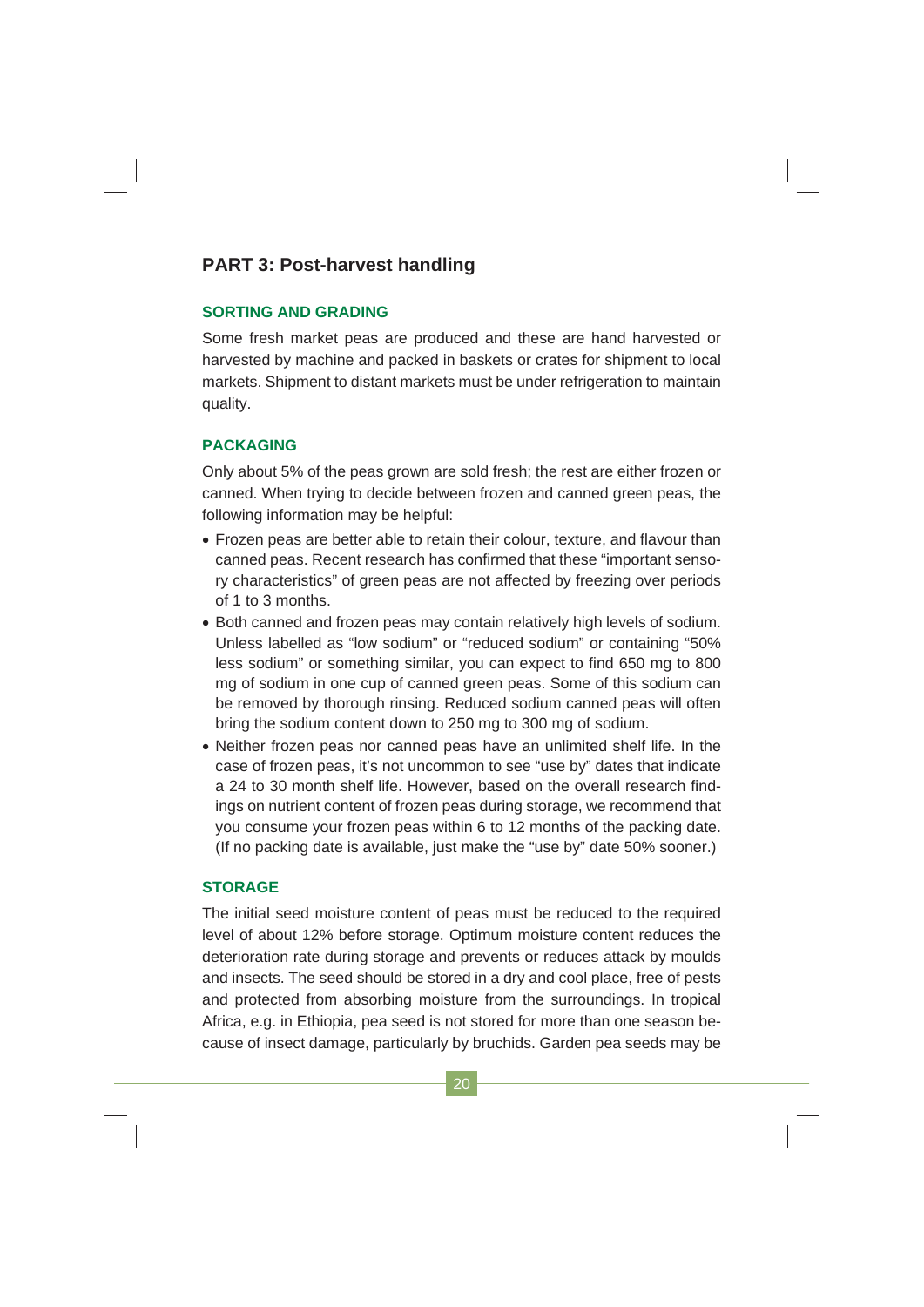## PART 3: Post-harvest handling

### SORTING AND GRADING

Some fresh market peas are produced and these are hand harvested or harvested by machine and packed in baskets or crates for shipment to local markets. Shipment to distant markets must be under refrigeration to maintain quality.

### PACKAGING

Only about 5% of the peas grown are sold fresh; the rest are either frozen or canned. When trying to decide between frozen and canned green peas, the following information may be helpful:

- Frozen peas are better able to retain their colour, texture, and flavour than canned peas. Recent research has confirmed that these "important sensory characteristics" of green peas are not affected by freezing over periods of 1 to 3 months.
- Both canned and frozen peas may contain relatively high levels of sodium. Unless labelled as "low sodium" or "reduced sodium" or containing "50% less sodium" or something similar, you can expect to find 650 mg to 800 mg of sodium in one cup of canned green peas. Some of this sodium can be removed by thorough rinsing. Reduced sodium canned peas will often bring the sodium content down to 250 mg to 300 mg of sodium.
- Neither frozen peas nor canned peas have an unlimited shelf life. In the case of frozen peas, it's not uncommon to see "use by" dates that indicate a 24 to 30 month shelf life. However, based on the overall research findings on nutrient content of frozen peas during storage, we recommend that you consume your frozen peas within 6 to 12 months of the packing date. (If no packing date is available, just make the "use by" date 50% sooner.)

### STORAGE

The initial seed moisture content of peas must be reduced to the required level of about 12% before storage. Optimum moisture content reduces the deterioration rate during storage and prevents or reduces attack by moulds and insects. The seed should be stored in a dry and cool place, free of pests and protected from absorbing moisture from the surroundings. In tropical Africa, e.g. in Ethiopia, pea seed is not stored for more than one season because of insect damage, particularly by bruchids. Garden pea seeds may be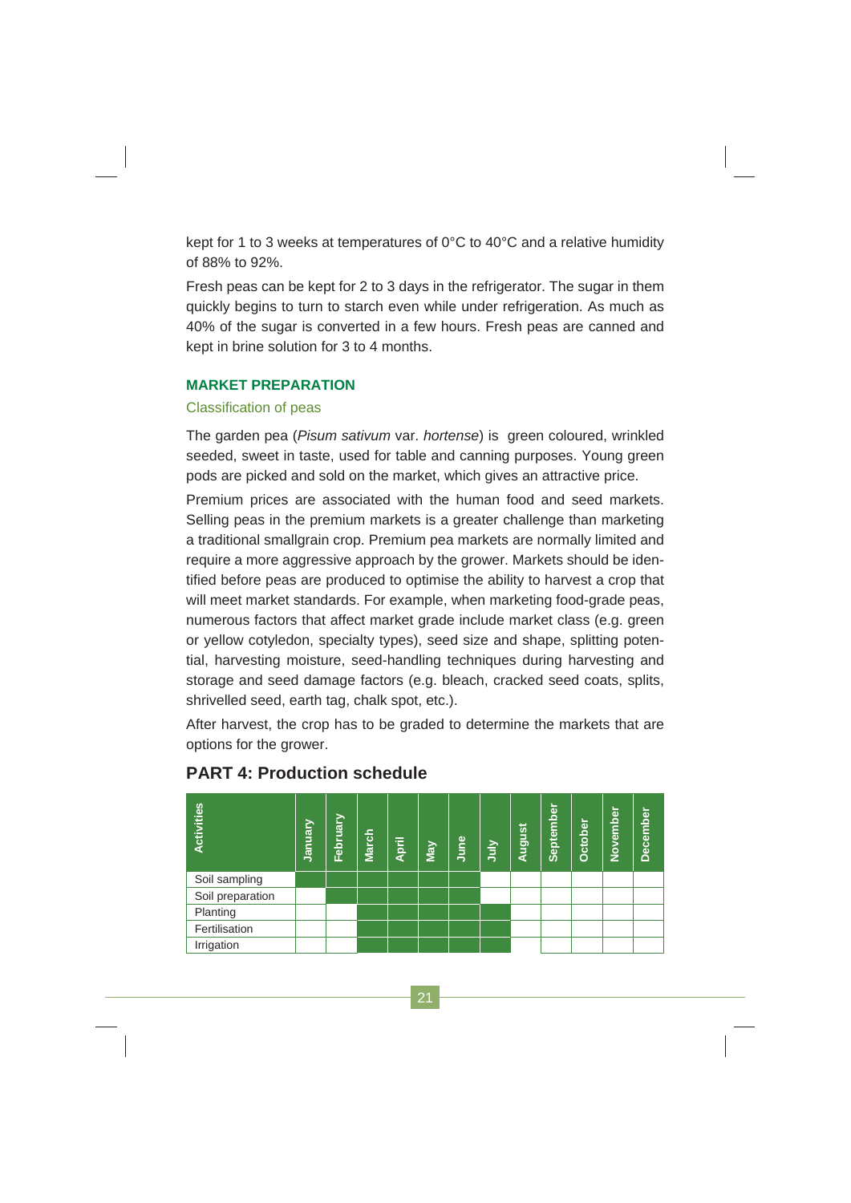kept for 1 to 3 weeks at temperatures of 0°C to 40°C and a relative humidity of 88% to 92%.

Fresh peas can be kept for 2 to 3 days in the refrigerator. The sugar in them quickly begins to turn to starch even while under refrigeration. As much as 40% of the sugar is converted in a few hours. Fresh peas are canned and kept in brine solution for 3 to 4 months.

### MARKET PREPARATION

#### Classification of peas

The garden pea (*Pisum sativum* var. *hortense*) is green coloured, wrinkled seeded, sweet in taste, used for table and canning purposes. Young green pods are picked and sold on the market, which gives an attractive price.

Premium prices are associated with the human food and seed markets. Selling peas in the premium markets is a greater challenge than marketing a traditional smallgrain crop. Premium pea markets are normally limited and require a more aggressive approach by the grower. Markets should be identified before peas are produced to optimise the ability to harvest a crop that will meet market standards. For example, when marketing food-grade peas, numerous factors that affect market grade include market class (e.g. green or yellow cotyledon, specialty types), seed size and shape, splitting potential, harvesting moisture, seed-handling techniques during harvesting and storage and seed damage factors (e.g. bleach, cracked seed coats, splits, shrivelled seed, earth tag, chalk spot, etc.).

After harvest, the crop has to be graded to determine the markets that are options for the grower.

## PART 4: Production schedule

| Activities | January | February | March | April | May | June | July | August | September | October | November | December |
|---|---|---|---|---|---|---|---|---|---|---|---|---|
| Soil sampling | ■ | ■ | ■ | ■ | ■ | ■ | | | | | | |
| Soil preparation | | ■ | ■ | ■ | ■ | ■ | | | | | | |
| Planting | | | ■ | ■ | ■ | ■ | ■ | | | | | |
| Fertilisation | | | ■ | ■ | ■ | ■ | ■ | | | | | |
| Irrigation | | | ■ | ■ | ■ | ■ | ■ | | | | | |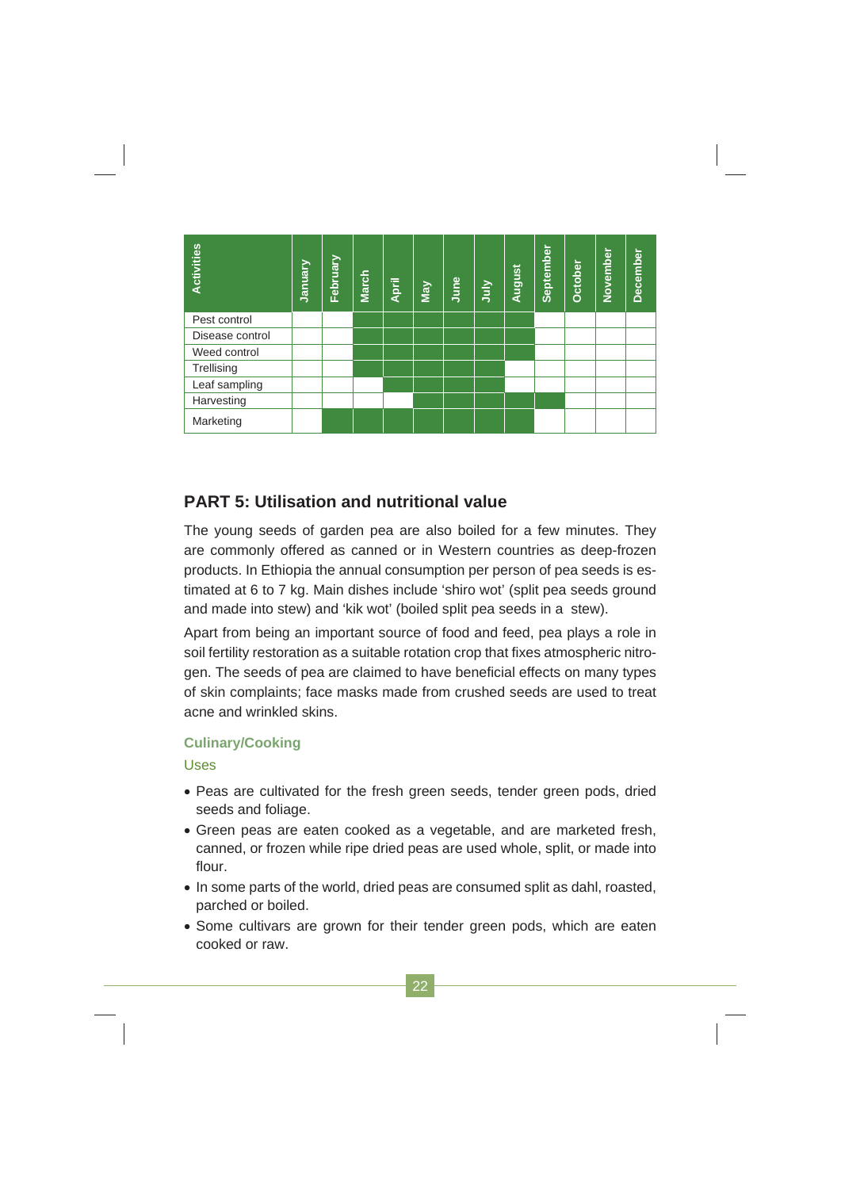| Activities | January | February | March | April | May | June | July | August | September | October | November | December |
|---|---|---|---|---|---|---|---|---|---|---|---|---|
| Pest control | | | ■ | ■ | ■ | ■ | ■ | ■ | | | | |
| Disease control | | | ■ | ■ | ■ | ■ | ■ | ■ | | | | |
| Weed control | | | ■ | ■ | ■ | ■ | ■ | ■ | | | | |
| Trellising | | | ■ | ■ | ■ | ■ | ■ | | | | | |
| Leaf sampling | | | | ■ | ■ | ■ | ■ | | | | | |
| Harvesting | | | | | ■ | ■ | ■ | ■ | ■ | | | |
| Marketing | | ■ | ■ | ■ | ■ | ■ | ■ | ■ | | | | |

## PART 5: Utilisation and nutritional value

The young seeds of garden pea are also boiled for a few minutes. They are commonly offered as canned or in Western countries as deep-frozen products. In Ethiopia the annual consumption per person of pea seeds is estimated at 6 to 7 kg. Main dishes include 'shiro wot' (split pea seeds ground and made into stew) and 'kik wot' (boiled split pea seeds in a stew).

Apart from being an important source of food and feed, pea plays a role in soil fertility restoration as a suitable rotation crop that fixes atmospheric nitrogen. The seeds of pea are claimed to have beneficial effects on many types of skin complaints; face masks made from crushed seeds are used to treat acne and wrinkled skins.

### Culinary/Cooking

#### Uses

- Peas are cultivated for the fresh green seeds, tender green pods, dried seeds and foliage.
- Green peas are eaten cooked as a vegetable, and are marketed fresh, canned, or frozen while ripe dried peas are used whole, split, or made into flour.
- In some parts of the world, dried peas are consumed split as dahl, roasted, parched or boiled.
- Some cultivars are grown for their tender green pods, which are eaten cooked or raw.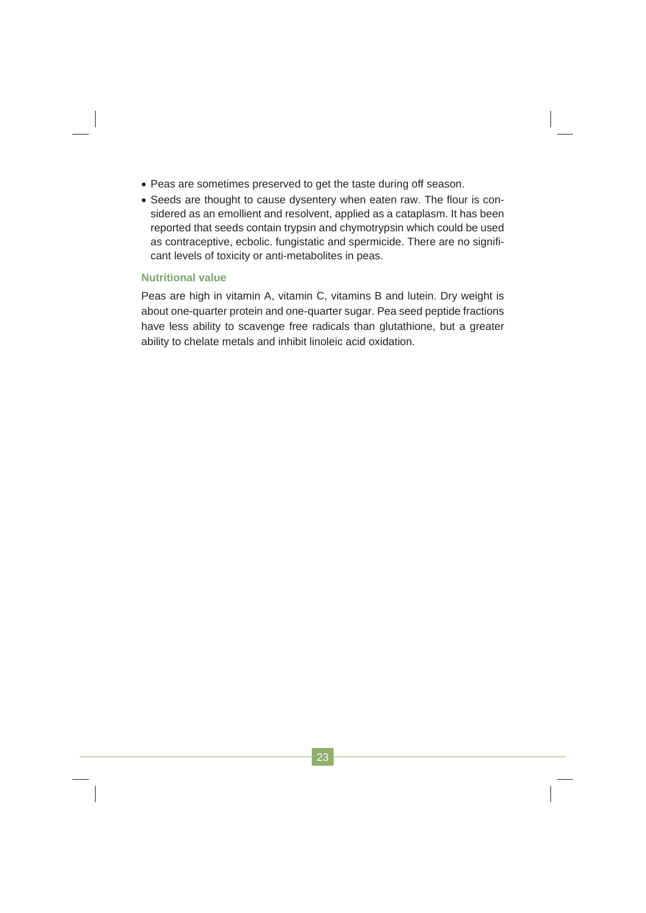- Peas are sometimes preserved to get the taste during off season.
- Seeds are thought to cause dysentery when eaten raw. The flour is considered as an emollient and resolvent, applied as a cataplasm. It has been reported that seeds contain trypsin and chymotrypsin which could be used as contraceptive, ecbolic. fungistatic and spermicide. There are no significant levels of toxicity or anti-metabolites in peas.

### Nutritional value

Peas are high in vitamin A, vitamin C, vitamins B and lutein. Dry weight is about one-quarter protein and one-quarter sugar. Pea seed peptide fractions have less ability to scavenge free radicals than glutathione, but a greater ability to chelate metals and inhibit linoleic acid oxidation.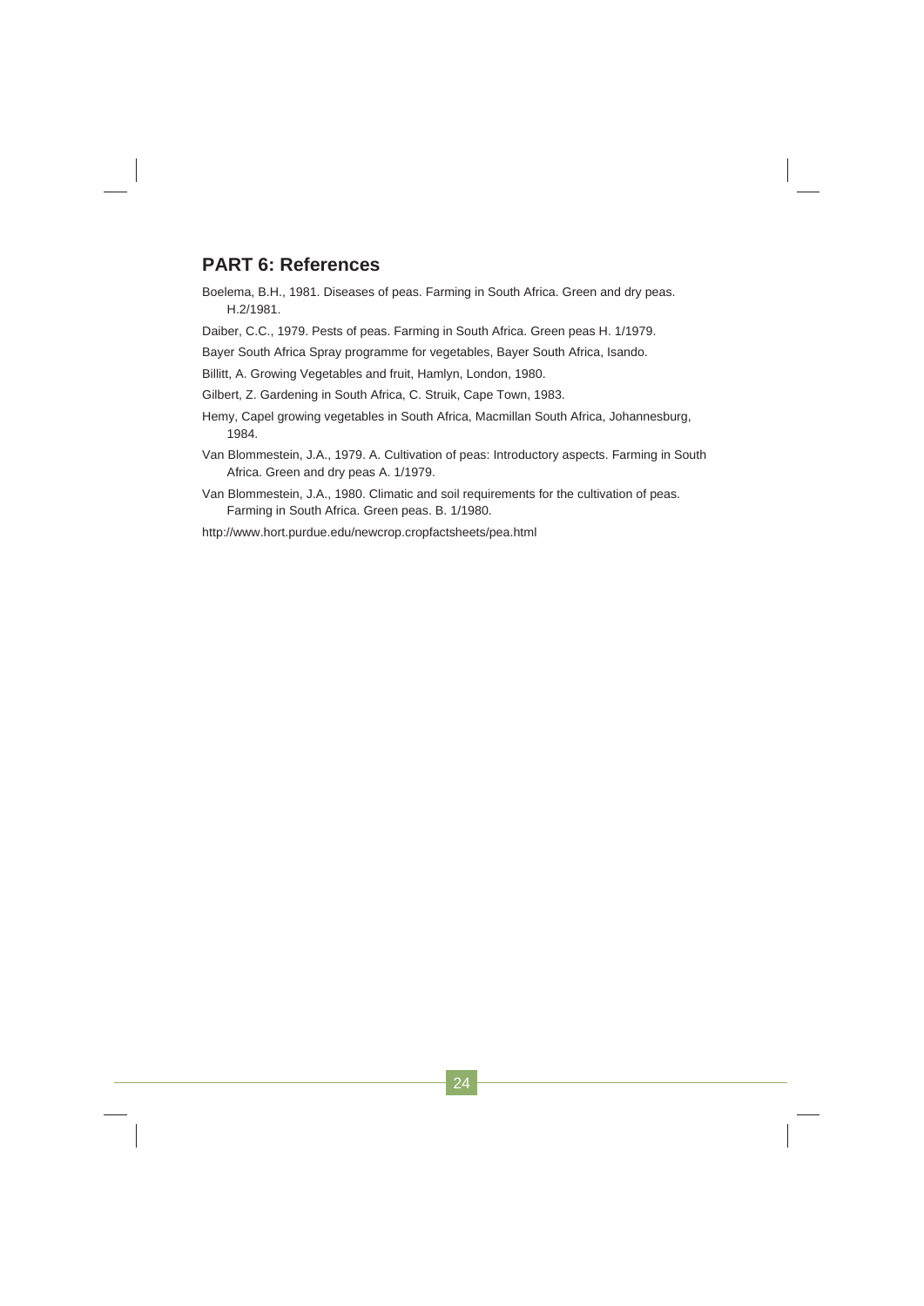## PART 6: References

Boelema, B.H., 1981. Diseases of peas. Farming in South Africa. Green and dry peas. H.2/1981.

Daiber, C.C., 1979. Pests of peas. Farming in South Africa. Green peas H. 1/1979.

Bayer South Africa Spray programme for vegetables, Bayer South Africa, Isando.

Billitt, A. Growing Vegetables and fruit, Hamlyn, London, 1980.

Gilbert, Z. Gardening in South Africa, C. Struik, Cape Town, 1983.

Hemy, Capel growing vegetables in South Africa, Macmillan South Africa, Johannesburg, 1984.

Van Blommestein, J.A., 1979. A. Cultivation of peas: Introductory aspects. Farming in South Africa. Green and dry peas A. 1/1979.

Van Blommestein, J.A., 1980. Climatic and soil requirements for the cultivation of peas. Farming in South Africa. Green peas. B. 1/1980.

http://www.hort.purdue.edu/newcrop.cropfactsheets/pea.html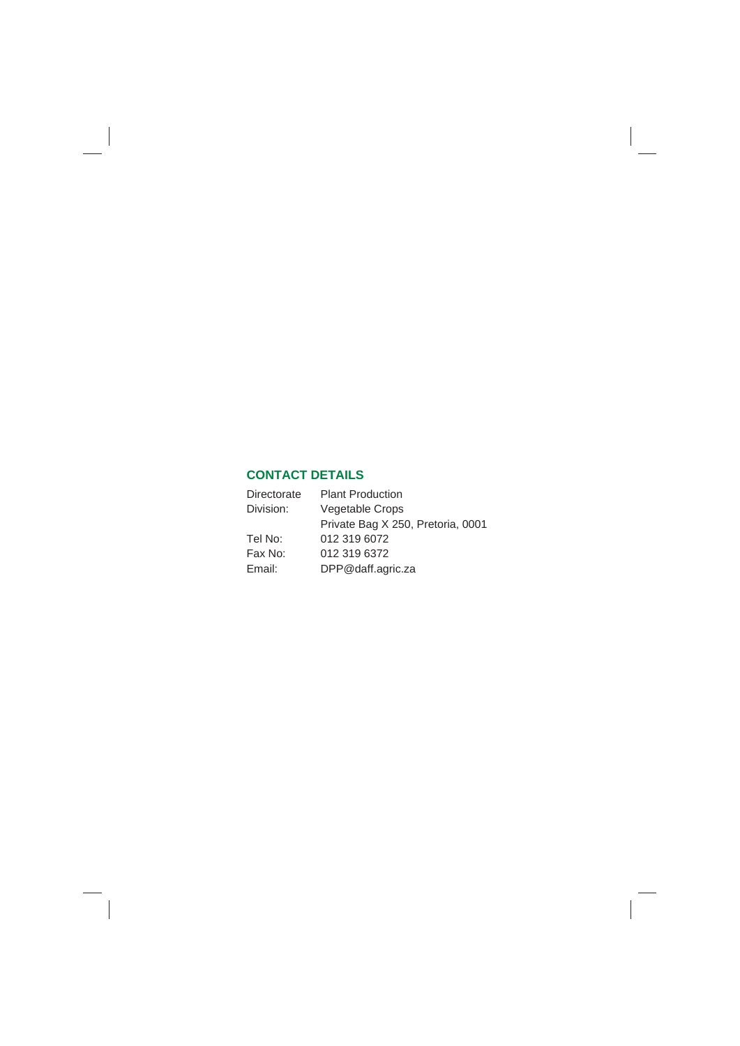## CONTACT DETAILS

| | |
|---|---|
| Directorate | Plant Production |
| Division: | Vegetable Crops |
| | Private Bag X 250, Pretoria, 0001 |
| Tel No: | 012 319 6072 |
| Fax No: | 012 319 6372 |
| Email: | DPP@daff.agric.za |